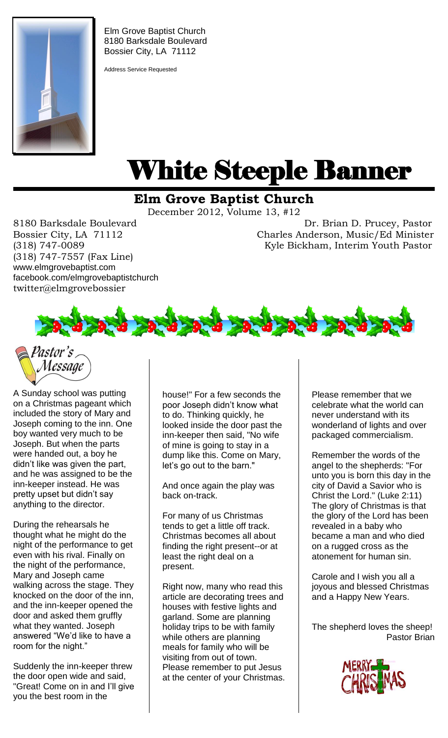Elm Grove Baptist Church
8180 Barksdale Boulevard
Bossier City, LA 71112

Address Service Requested

# White Steeple Banner

## Elm Grove Baptist Church

December 2012, Volume 13, #12

8180 Barksdale Boulevard
Bossier City, LA 71112
(318) 747-0089
(318) 747-7557 (Fax Line)
www.elmgrovebaptist.com
facebook.com/elmgrovebaptistchurch
twitter@elmgrovebossier

Dr. Brian D. Prucey, Pastor
Charles Anderson, Music/Ed Minister
Kyle Bickham, Interim Youth Pastor

### Pastor's Message

A Sunday school was putting on a Christmas pageant which included the story of Mary and Joseph coming to the inn. One boy wanted very much to be Joseph. But when the parts were handed out, a boy he didn't like was given the part, and he was assigned to be the inn-keeper instead. He was pretty upset but didn't say anything to the director.

During the rehearsals he thought what he might do the night of the performance to get even with his rival. Finally on the night of the performance, Mary and Joseph came walking across the stage. They knocked on the door of the inn, and the inn-keeper opened the door and asked them gruffly what they wanted. Joseph answered "We'd like to have a room for the night."

Suddenly the inn-keeper threw the door open wide and said, "Great! Come on in and I'll give you the best room in the house!" For a few seconds the poor Joseph didn't know what to do. Thinking quickly, he looked inside the door past the inn-keeper then said, "No wife of mine is going to stay in a dump like this. Come on Mary, let's go out to the barn."

And once again the play was back on-track.

For many of us Christmas tends to get a little off track. Christmas becomes all about finding the right present--or at least the right deal on a present.

Right now, many who read this article are decorating trees and houses with festive lights and garland. Some are planning holiday trips to be with family while others are planning meals for family who will be visiting from out of town. Please remember to put Jesus at the center of your Christmas.

Please remember that we celebrate what the world can never understand with its wonderland of lights and over packaged commercialism.

Remember the words of the angel to the shepherds: "For unto you is born this day in the city of David a Savior who is Christ the Lord." (Luke 2:11) The glory of Christmas is that the glory of the Lord has been revealed in a baby who became a man and who died on a rugged cross as the atonement for human sin.

Carole and I wish you all a joyous and blessed Christmas and a Happy New Years.

The shepherd loves the sheep!
Pastor Brian

MERRY CHRISTMAS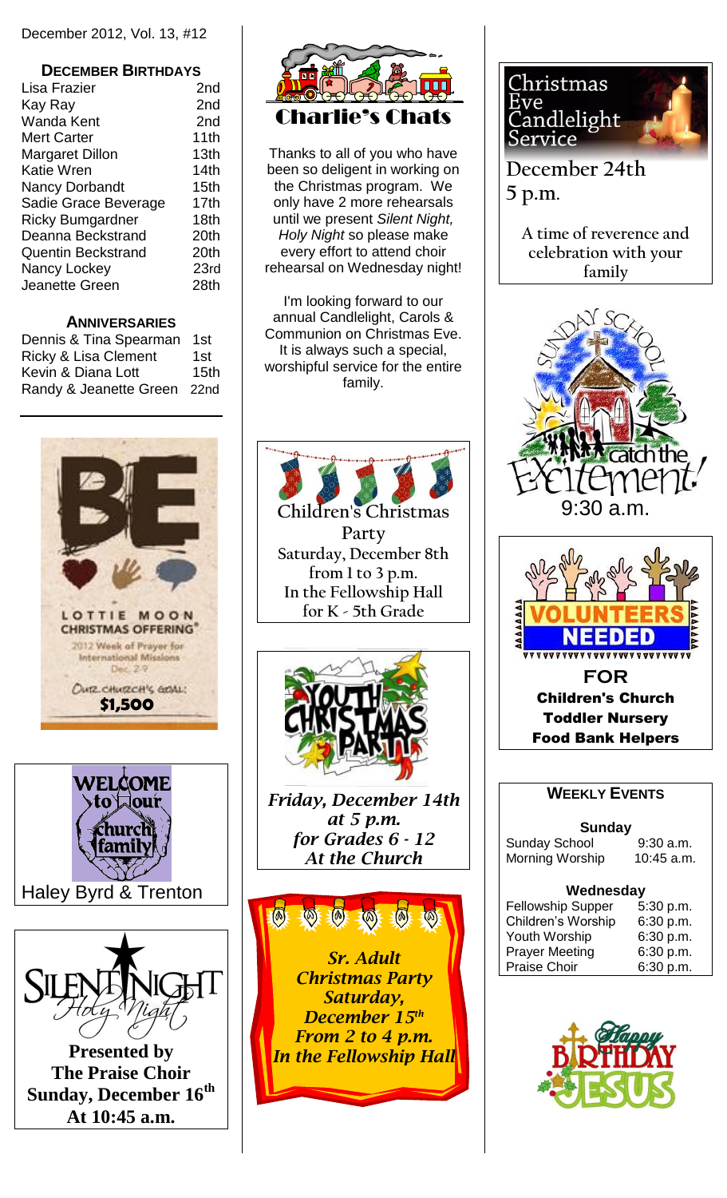December 2012, Vol. 13, #12

### DECEMBER BIRTHDAYS

| | |
|---|---|
| Lisa Frazier | 2nd |
| Kay Ray | 2nd |
| Wanda Kent | 2nd |
| Mert Carter | 11th |
| Margaret Dillon | 13th |
| Katie Wren | 14th |
| Nancy Dorbandt | 15th |
| Sadie Grace Beverage | 17th |
| Ricky Bumgardner | 18th |
| Deanna Beckstrand | 20th |
| Quentin Beckstrand | 20th |
| Nancy Lockey | 23rd |
| Jeanette Green | 28th |

### ANNIVERSARIES

| | |
|---|---|
| Dennis & Tina Spearman | 1st |
| Ricky & Lisa Clement | 1st |
| Kevin & Diana Lott | 15th |
| Randy & Jeanette Green | 22nd |

BE

LOTTIE MOON CHRISTMAS OFFERING®

2012 Week of Prayer for International Missions

Dec. 2-9

OUR CHURCH'S GOAL: **$1,500**

WELCOME to our church family

Haley Byrd & Trenton

SILENT NIGHT Holy Night

**Presented by The Praise Choir Sunday, December 16th At 10:45 a.m.**

## Charlie's Chats

Thanks to all of you who have been so deligent in working on the Christmas program. We only have 2 more rehearsals until we present *Silent Night, Holy Night* so please make every effort to attend choir rehearsal on Wednesday night!

I'm looking forward to our annual Candlelight, Carols & Communion on Christmas Eve. It is always such a special, worshipful service for the entire family.

**Children's Christmas Party**
**Saturday, December 8th from 1 to 3 p.m.**
**In the Fellowship Hall for K - 5th Grade**

YOUTH CHRISTMAS PARTY

***Friday, December 14th at 5 p.m. for Grades 6 - 12 At the Church***

***Sr. Adult Christmas Party Saturday, December 15th From 2 to 4 p.m. In the Fellowship Hall***

## Christmas Eve Candlelight Service

**December 24th 5 p.m.**

A time of reverence and celebration with your family

SUNDAY SCHOOL catch the Excitement! 9:30 a.m.

**VOLUNTEERS NEEDED**

**FOR**
**Children's Church**
**Toddler Nursery**
**Food Bank Helpers**

### WEEKLY EVENTS

**Sunday**

| | |
|---|---|
| Sunday School | 9:30 a.m. |
| Morning Worship | 10:45 a.m. |

**Wednesday**

| | |
|---|---|
| Fellowship Supper | 5:30 p.m. |
| Children's Worship | 6:30 p.m. |
| Youth Worship | 6:30 p.m. |
| Prayer Meeting | 6:30 p.m. |
| Praise Choir | 6:30 p.m. |

Happy BIRTHDAY JESUS